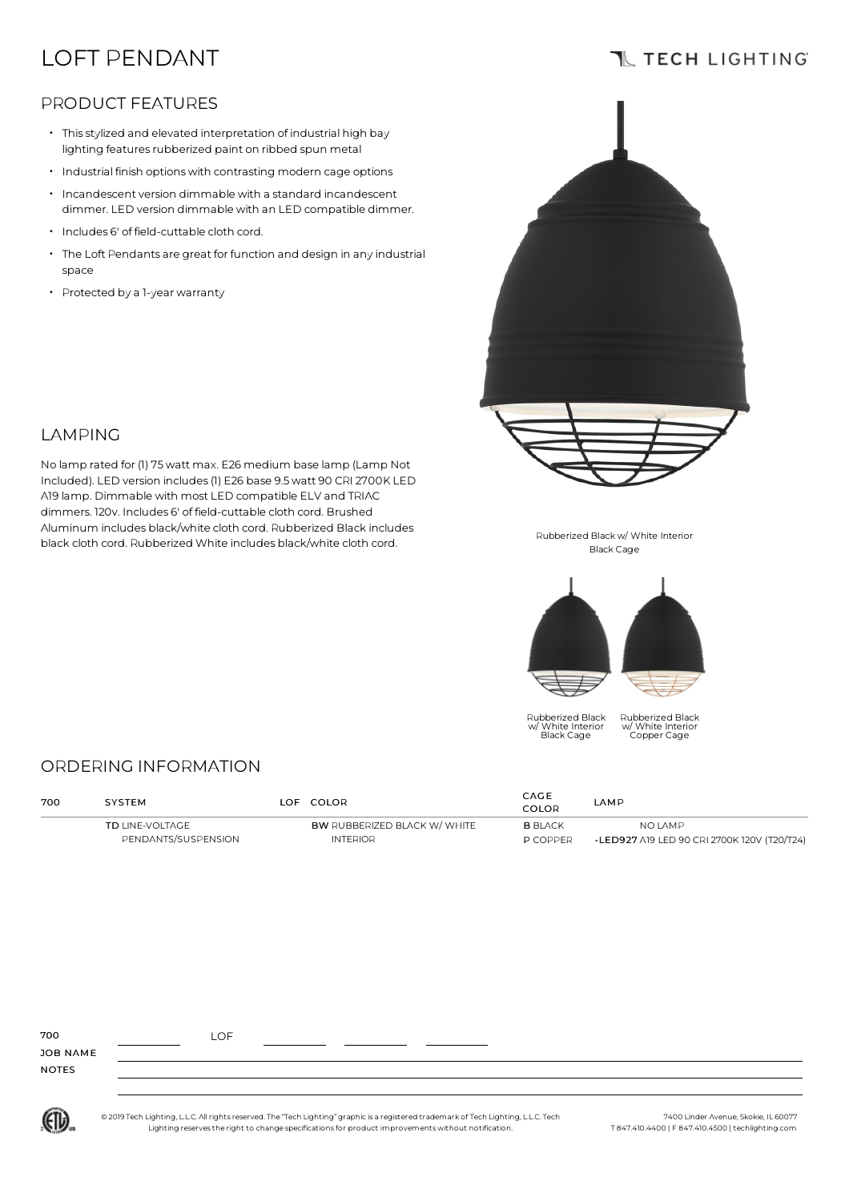# LOFT PENDANT

TECH LIGHTING

## PRODUCT FEATURES

- This stylized and elevated interpretation of industrial high bay lighting features rubberized paint on ribbed spun metal
- Industrial finish options with contrasting modern cage options
- Incandescent version dimmable with a standard incandescent dimmer. LED version dimmable with an LED compatible dimmer.
- Includes 6' of field-cuttable cloth cord.
- The Loft Pendants are great for function and design in any industrial space
- Protected by a 1-year warranty

## LAMPING

No lamp rated for (1) 75 watt max. E26 medium base lamp (Lamp Not Included). LED version includes (1) E26 base 9.5 watt 90 CRI 2700K LED A19 lamp. Dimmable with most LED compatible ELV and TRIAC dimmers. 120v. Includes 6' of field-cuttable cloth cord. Brushed Aluminum includes black/white cloth cord. Rubberized Black includes black cloth cord. Rubberized White includes black/white cloth cord.

Rubberized Black w/ White Interior Black Cage

Rubberized Black w/ White Interior Black Cage

Rubberized Black w/ White Interior Copper Cage

## ORDERING INFORMATION

| 700 | SYSTEM | LOF | COLOR | CAGE COLOR | LAMP |
|---|---|---|---|---|---|
| | **TD** LINE-VOLTAGE PENDANTS/SUSPENSION | | **BW** RUBBERIZED BLACK W/ WHITE INTERIOR | **B** BLACK | NO LAMP |
| | | | | **P** COPPER | **-LED927** A19 LED 90 CRI 2700K 120V (T20/T24) |

700 ________ LOF ________ ________ ________

JOB NAME

NOTES

© 2019 Tech Lighting, L.L.C. All rights reserved. The "Tech Lighting" graphic is a registered trademark of Tech Lighting, L.L.C. Tech Lighting reserves the right to change specifications for product improvements without notification.

7400 Linder Avenue, Skokie, IL 60077
T 847.410.4400 | F 847.410.4500 | techlighting.com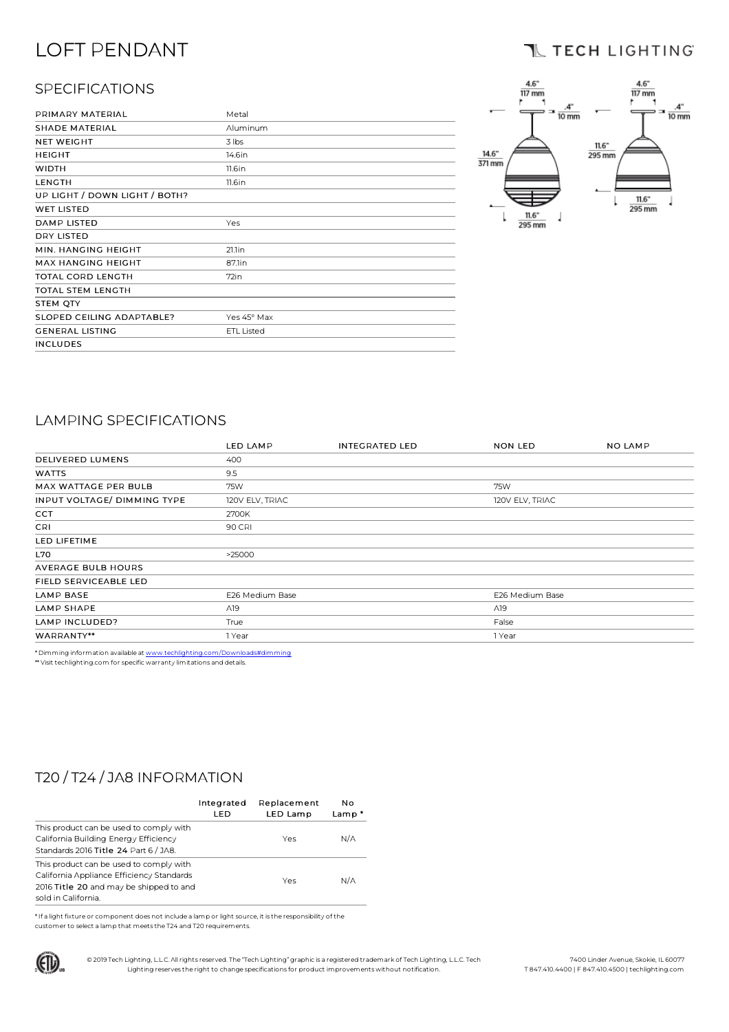# LOFT PENDANT

TECH LIGHTING

## SPECIFICATIONS

| | |
|---|---|
| PRIMARY MATERIAL | Metal |
| SHADE MATERIAL | Aluminum |
| NET WEIGHT | 3 lbs |
| HEIGHT | 14.6in |
| WIDTH | 11.6in |
| LENGTH | 11.6in |
| UP LIGHT / DOWN LIGHT / BOTH? | |
| WET LISTED | |
| DAMP LISTED | Yes |
| DRY LISTED | |
| MIN. HANGING HEIGHT | 21.1in |
| MAX HANGING HEIGHT | 87.1in |
| TOTAL CORD LENGTH | 72in |
| TOTAL STEM LENGTH | |
| STEM QTY | |
| SLOPED CEILING ADAPTABLE? | Yes 45° Max |
| GENERAL LISTING | ETL Listed |
| INCLUDES | |

4.6"
117 mm
.4"
10 mm
14.6"
371 mm
11.6"
295 mm

4.6"
117 mm
.4"
10 mm
11.6"
295 mm
11.6"
295 mm

## LAMPING SPECIFICATIONS

| | LED LAMP | INTEGRATED LED | NON LED | NO LAMP |
|---|---|---|---|---|
| DELIVERED LUMENS | 400 | | | |
| WATTS | 9.5 | | | |
| MAX WATTAGE PER BULB | 75W | | 75W | |
| INPUT VOLTAGE/ DIMMING TYPE | 120V ELV, TRIAC | | 120V ELV, TRIAC | |
| CCT | 2700K | | | |
| CRI | 90 CRI | | | |
| LED LIFETIME | | | | |
| L70 | >25000 | | | |
| AVERAGE BULB HOURS | | | | |
| FIELD SERVICEABLE LED | | | | |
| LAMP BASE | E26 Medium Base | | E26 Medium Base | |
| LAMP SHAPE | A19 | | A19 | |
| LAMP INCLUDED? | True | | False | |
| WARRANTY** | 1 Year | | 1 Year | |

* Dimming information available at www.techlighting.com/Downloads#dimming
** Visit techlighting.com for specific warranty limitations and details.

## T20 / T24 / JA8 INFORMATION

| | Integrated LED | Replacement LED Lamp | No Lamp * |
|---|---|---|---|
| This product can be used to comply with California Building Energy Efficiency Standards 2016 **Title 24** Part 6 / JA8. | | Yes | N/A |
| This product can be used to comply with California Appliance Efficiency Standards 2016 **Title 20** and may be shipped to and sold in California. | | Yes | N/A |

* If a light fixture or component does not include a lamp or light source, it is the responsibility of the customer to select a lamp that meets the T24 and T20 requirements.

© 2019 Tech Lighting, L.L.C. All rights reserved. The "Tech Lighting" graphic is a registered trademark of Tech Lighting, L.L.C. Tech Lighting reserves the right to change specifications for product improvements without notification.

7400 Linder Avenue, Skokie, IL 60077
T 847.410.4400 | F 847.410.4500 | techlighting.com